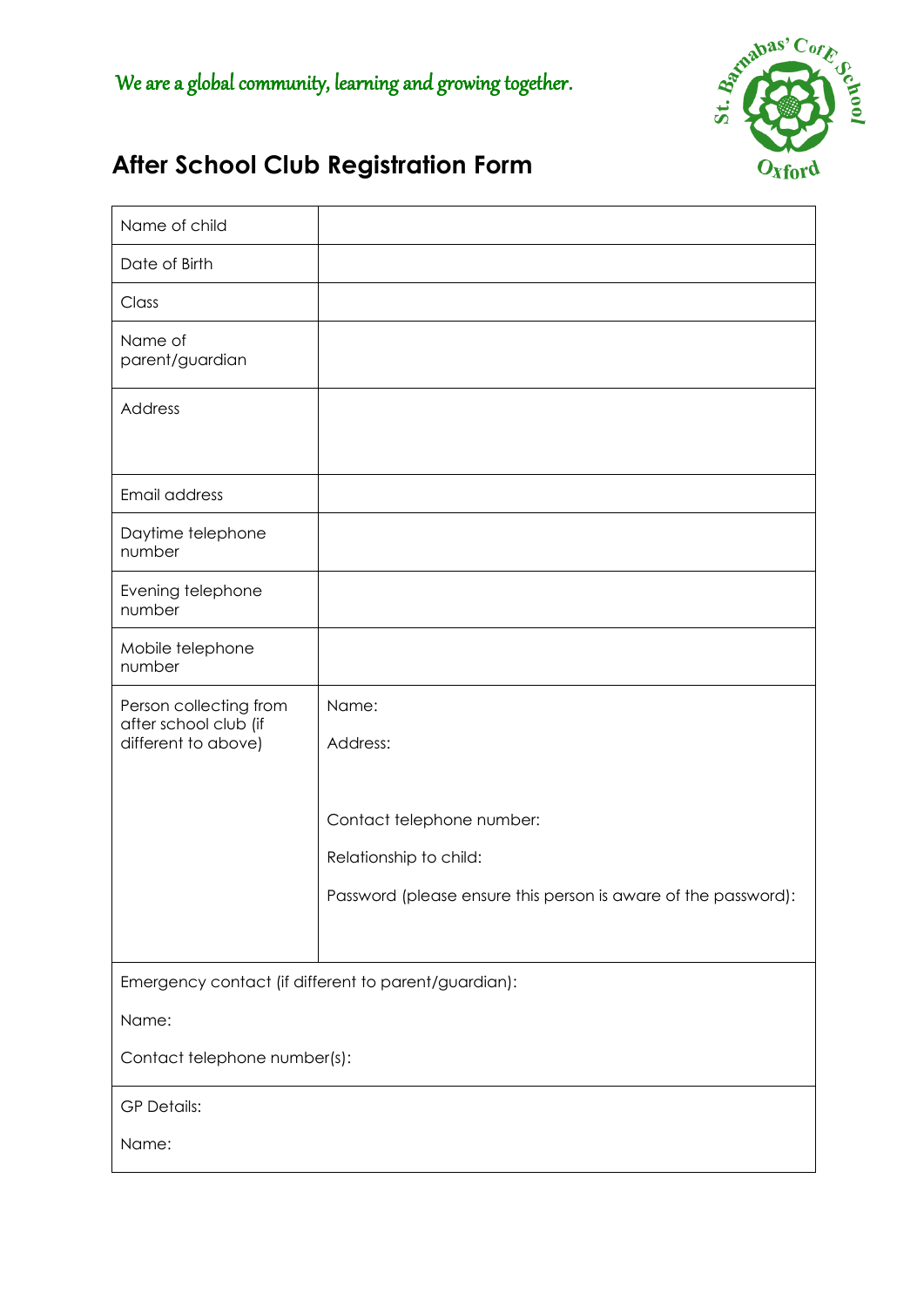We are a global community, learning and growing together.

# After School Club Registration Form

| Name of child | |
|---|---|
| Date of Birth | |
| Class | |
| Name of parent/guardian | |
| Address | |
| Email address | |
| Daytime telephone number | |
| Evening telephone number | |
| Mobile telephone number | |
| Person collecting from after school club (if different to above) | Name:<br>Address:<br><br>Contact telephone number:<br>Relationship to child:<br>Password (please ensure this person is aware of the password): |
| Emergency contact (if different to parent/guardian):<br>Name:<br>Contact telephone number(s): | |
| GP Details:<br>Name: | |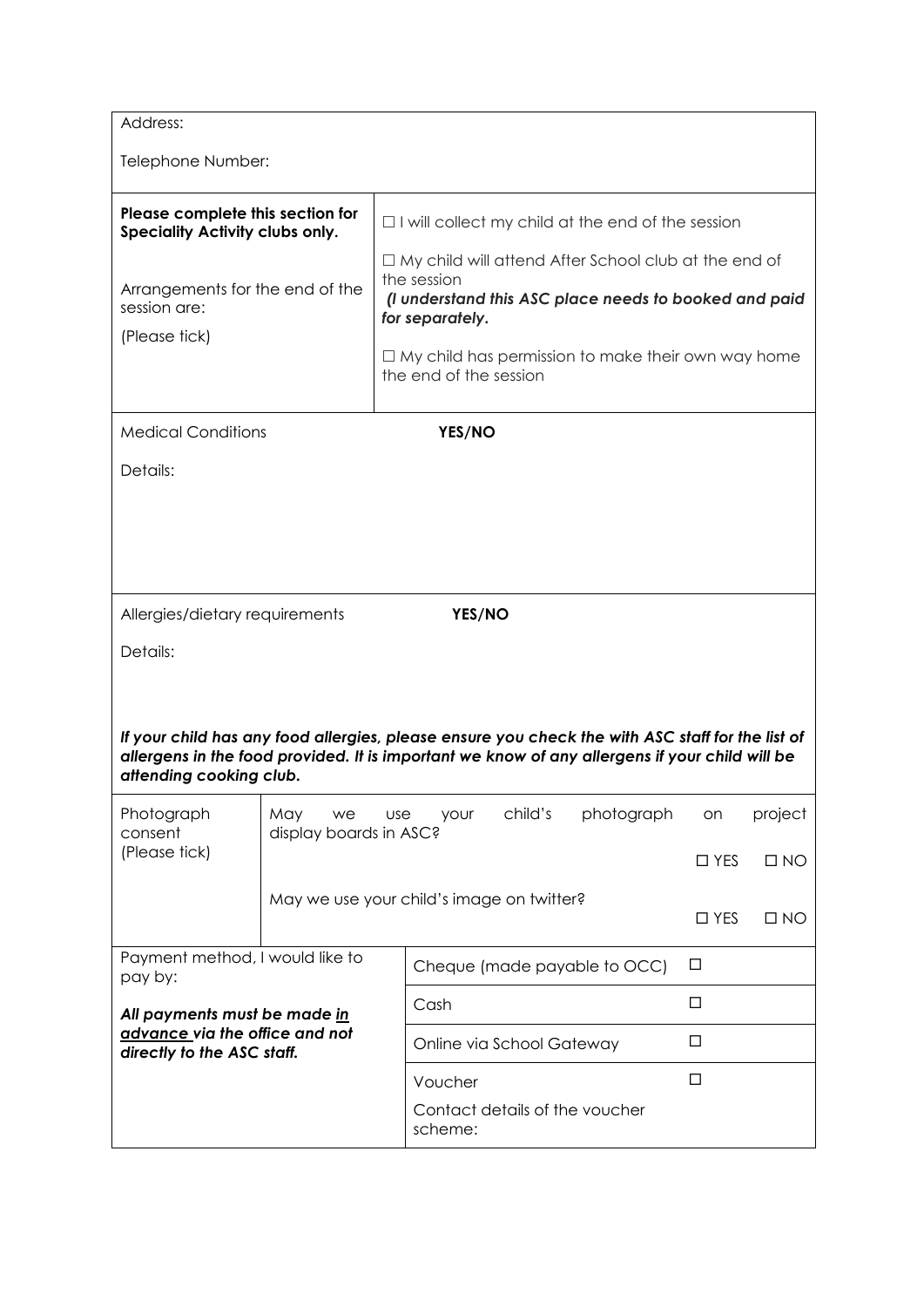Address:

Telephone Number:

| **Please complete this section for Speciality Activity clubs only.**<br><br>Arrangements for the end of the session are:<br><br>(Please tick) | ☐ I will collect my child at the end of the session<br><br>☐ My child will attend After School club at the end of the session<br>***(I understand this ASC place needs to booked and paid for separately.***<br><br>☐ My child has permission to make their own way home the end of the session |
|---|---|

Medical Conditions **YES/NO**

Details:

Allergies/dietary requirements **YES/NO**

Details:

***If your child has any food allergies, please ensure you check the with ASC staff for the list of allergens in the food provided. It is important we know of any allergens if your child will be attending cooking club.***

| Photograph consent (Please tick) | May we use your child's photograph on project display boards in ASC? | ☐ YES | ☐ NO |
|---|---|---|---|
| | May we use your child's image on twitter? | ☐ YES | ☐ NO |

| Payment method, I would like to pay by:<br><br>***All payments must be made <u>in advance</u> via the office and not directly to the ASC staff.*** | | |
|---|---|---|
| | Cheque (made payable to OCC) | ☐ |
| | Cash | ☐ |
| | Online via School Gateway | ☐ |
| | Voucher<br>Contact details of the voucher scheme: | ☐ |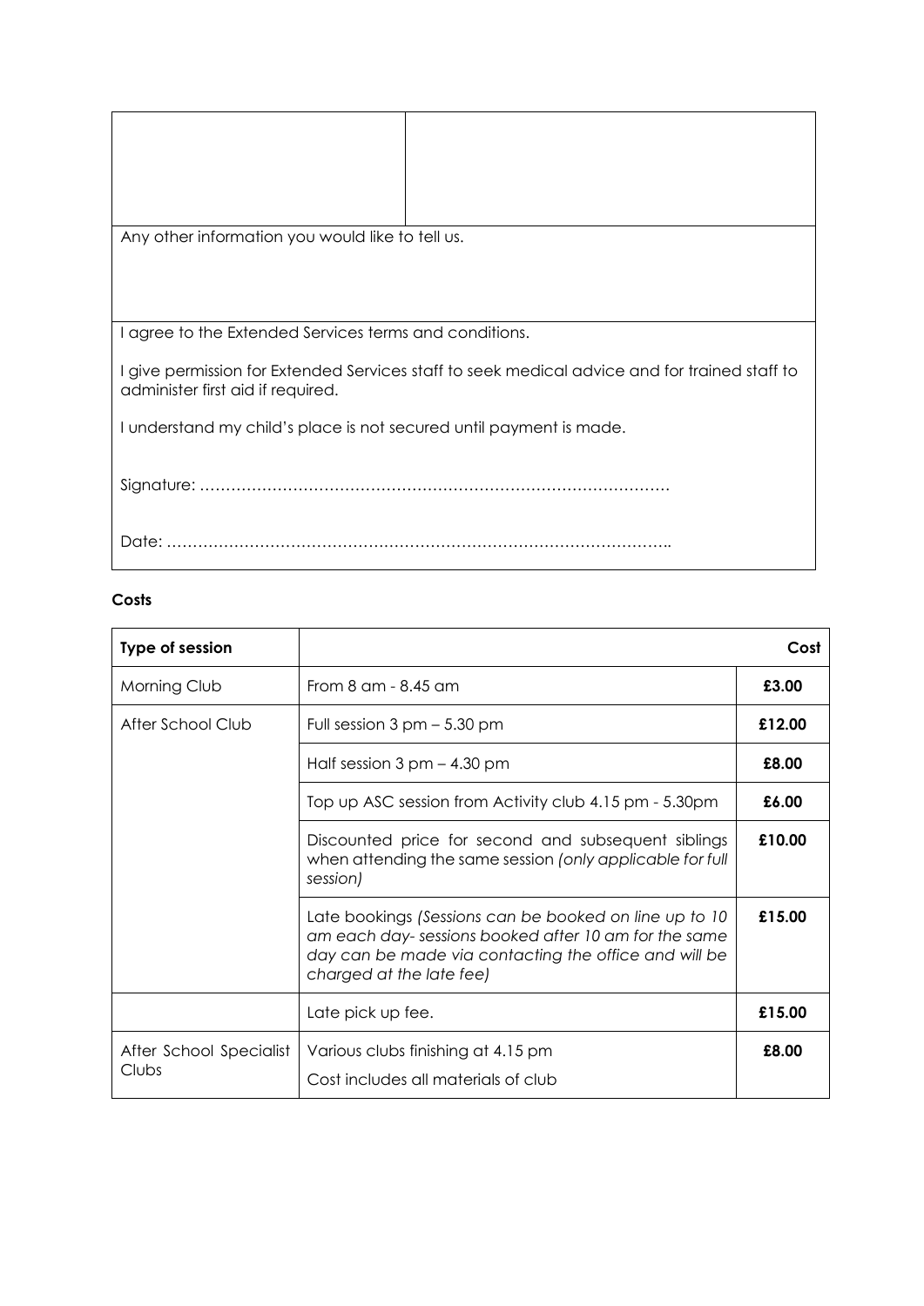| | |
|---|---|
| | |

Any other information you would like to tell us.

I agree to the Extended Services terms and conditions.

I give permission for Extended Services staff to seek medical advice and for trained staff to administer first aid if required.

I understand my child's place is not secured until payment is made.

Signature: ………………………………………………………………………………

Date: ……………………………………………………………………………………..

**Costs**

| **Type of session** | | **Cost** |
|---|---|---|
| Morning Club | From 8 am - 8.45 am | **£3.00** |
| After School Club | Full session 3 pm – 5.30 pm | **£12.00** |
| | Half session 3 pm – 4.30 pm | **£8.00** |
| | Top up ASC session from Activity club 4.15 pm - 5.30pm | **£6.00** |
| | Discounted price for second and subsequent siblings when attending the same session *(only applicable for full session)* | **£10.00** |
| | Late bookings *(Sessions can be booked on line up to 10 am each day- sessions booked after 10 am for the same day can be made via contacting the office and will be charged at the late fee)* | **£15.00** |
| | Late pick up fee. | **£15.00** |
| After School Specialist Clubs | Various clubs finishing at 4.15 pm<br>Cost includes all materials of club | **£8.00** |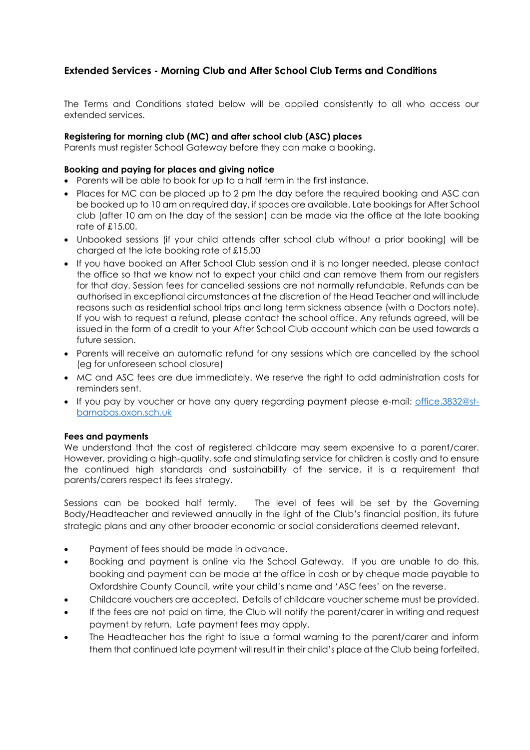## Extended Services - Morning Club and After School Club Terms and Conditions

The Terms and Conditions stated below will be applied consistently to all who access our extended services.

**Registering for morning club (MC) and after school club (ASC) places**
Parents must register School Gateway before they can make a booking.

**Booking and paying for places and giving notice**

- Parents will be able to book for up to a half term in the first instance.
- Places for MC can be placed up to 2 pm the day before the required booking and ASC can be booked up to 10 am on required day, if spaces are available. Late bookings for After School club (after 10 am on the day of the session) can be made via the office at the late booking rate of £15.00.
- Unbooked sessions (if your child attends after school club without a prior booking) will be charged at the late booking rate of £15.00
- If you have booked an After School Club session and it is no longer needed, please contact the office so that we know not to expect your child and can remove them from our registers for that day. Session fees for cancelled sessions are not normally refundable. Refunds can be authorised in exceptional circumstances at the discretion of the Head Teacher and will include reasons such as residential school trips and long term sickness absence (with a Doctors note). If you wish to request a refund, please contact the school office. Any refunds agreed, will be issued in the form of a credit to your After School Club account which can be used towards a future session.
- Parents will receive an automatic refund for any sessions which are cancelled by the school (eg for unforeseen school closure)
- MC and ASC fees are due immediately. We reserve the right to add administration costs for reminders sent.
- If you pay by voucher or have any query regarding payment please e-mail: office.3832@st-barnabas.oxon.sch.uk

**Fees and payments**
We understand that the cost of registered childcare may seem expensive to a parent/carer. However, providing a high-quality, safe and stimulating service for children is costly and to ensure the continued high standards and sustainability of the service, it is a requirement that parents/carers respect its fees strategy.

Sessions can be booked half termly. The level of fees will be set by the Governing Body/Headteacher and reviewed annually in the light of the Club's financial position, its future strategic plans and any other broader economic or social considerations deemed relevant.

- Payment of fees should be made in advance.
- Booking and payment is online via the School Gateway. If you are unable to do this, booking and payment can be made at the office in cash or by cheque made payable to Oxfordshire County Council, write your child's name and 'ASC fees' on the reverse.
- Childcare vouchers are accepted. Details of childcare voucher scheme must be provided.
- If the fees are not paid on time, the Club will notify the parent/carer in writing and request payment by return. Late payment fees may apply.
- The Headteacher has the right to issue a formal warning to the parent/carer and inform them that continued late payment will result in their child's place at the Club being forfeited.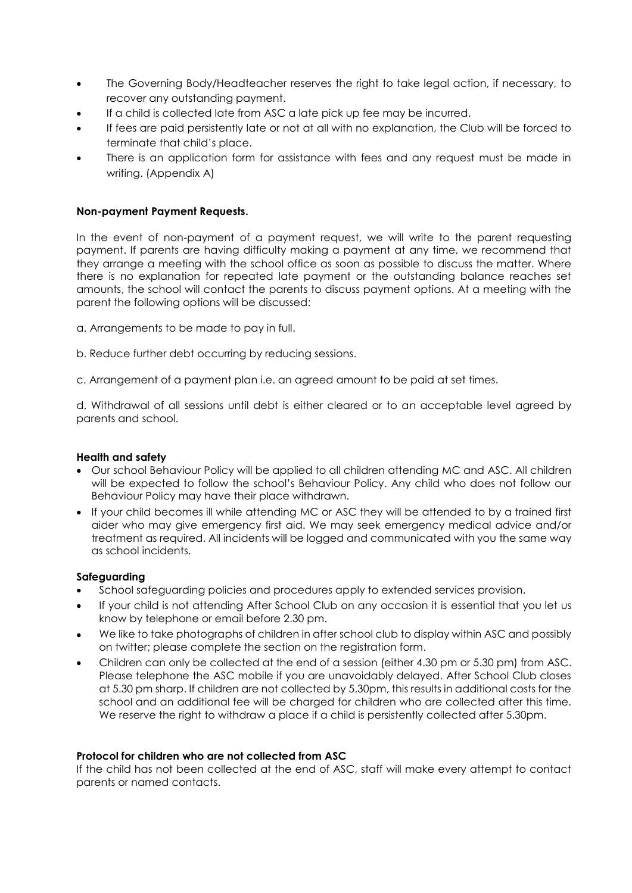- The Governing Body/Headteacher reserves the right to take legal action, if necessary, to recover any outstanding payment.
- If a child is collected late from ASC a late pick up fee may be incurred.
- If fees are paid persistently late or not at all with no explanation, the Club will be forced to terminate that child's place.
- There is an application form for assistance with fees and any request must be made in writing. (Appendix A)

**Non-payment Payment Requests.**

In the event of non-payment of a payment request, we will write to the parent requesting payment. If parents are having difficulty making a payment at any time, we recommend that they arrange a meeting with the school office as soon as possible to discuss the matter. Where there is no explanation for repeated late payment or the outstanding balance reaches set amounts, the school will contact the parents to discuss payment options. At a meeting with the parent the following options will be discussed:

a. Arrangements to be made to pay in full.

b. Reduce further debt occurring by reducing sessions.

c. Arrangement of a payment plan i.e. an agreed amount to be paid at set times.

d. Withdrawal of all sessions until debt is either cleared or to an acceptable level agreed by parents and school.

**Health and safety**

- Our school Behaviour Policy will be applied to all children attending MC and ASC. All children will be expected to follow the school's Behaviour Policy. Any child who does not follow our Behaviour Policy may have their place withdrawn.
- If your child becomes ill while attending MC or ASC they will be attended to by a trained first aider who may give emergency first aid. We may seek emergency medical advice and/or treatment as required. All incidents will be logged and communicated with you the same way as school incidents.

**Safeguarding**

- School safeguarding policies and procedures apply to extended services provision.
- If your child is not attending After School Club on any occasion it is essential that you let us know by telephone or email before 2.30 pm.
- We like to take photographs of children in after school club to display within ASC and possibly on twitter; please complete the section on the registration form.
- Children can only be collected at the end of a session (either 4.30 pm or 5.30 pm) from ASC. Please telephone the ASC mobile if you are unavoidably delayed. After School Club closes at 5.30 pm sharp. If children are not collected by 5.30pm, this results in additional costs for the school and an additional fee will be charged for children who are collected after this time. We reserve the right to withdraw a place if a child is persistently collected after 5.30pm.

**Protocol for children who are not collected from ASC**

If the child has not been collected at the end of ASC, staff will make every attempt to contact parents or named contacts.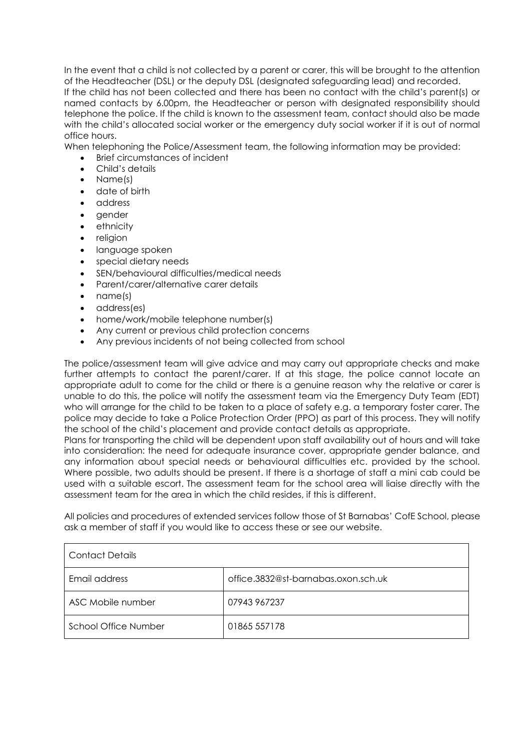In the event that a child is not collected by a parent or carer, this will be brought to the attention of the Headteacher (DSL) or the deputy DSL (designated safeguarding lead) and recorded.

If the child has not been collected and there has been no contact with the child's parent(s) or named contacts by 6.00pm, the Headteacher or person with designated responsibility should telephone the police. If the child is known to the assessment team, contact should also be made with the child's allocated social worker or the emergency duty social worker if it is out of normal office hours.

When telephoning the Police/Assessment team, the following information may be provided:

- Brief circumstances of incident
- Child's details
- Name(s)
- date of birth
- address
- gender
- ethnicity
- religion
- language spoken
- special dietary needs
- SEN/behavioural difficulties/medical needs
- Parent/carer/alternative carer details
- name(s)
- address(es)
- home/work/mobile telephone number(s)
- Any current or previous child protection concerns
- Any previous incidents of not being collected from school

The police/assessment team will give advice and may carry out appropriate checks and make further attempts to contact the parent/carer. If at this stage, the police cannot locate an appropriate adult to come for the child or there is a genuine reason why the relative or carer is unable to do this, the police will notify the assessment team via the Emergency Duty Team (EDT) who will arrange for the child to be taken to a place of safety e.g. a temporary foster carer. The police may decide to take a Police Protection Order (PPO) as part of this process. They will notify the school of the child's placement and provide contact details as appropriate.

Plans for transporting the child will be dependent upon staff availability out of hours and will take into consideration: the need for adequate insurance cover, appropriate gender balance, and any information about special needs or behavioural difficulties etc. provided by the school. Where possible, two adults should be present. If there is a shortage of staff a mini cab could be used with a suitable escort. The assessment team for the school area will liaise directly with the assessment team for the area in which the child resides, if this is different.

All policies and procedures of extended services follow those of St Barnabas' CofE School, please ask a member of staff if you would like to access these or see our website.

| Contact Details | |
|---|---|
| Email address | office.3832@st-barnabas.oxon.sch.uk |
| ASC Mobile number | 07943 967237 |
| School Office Number | 01865 557178 |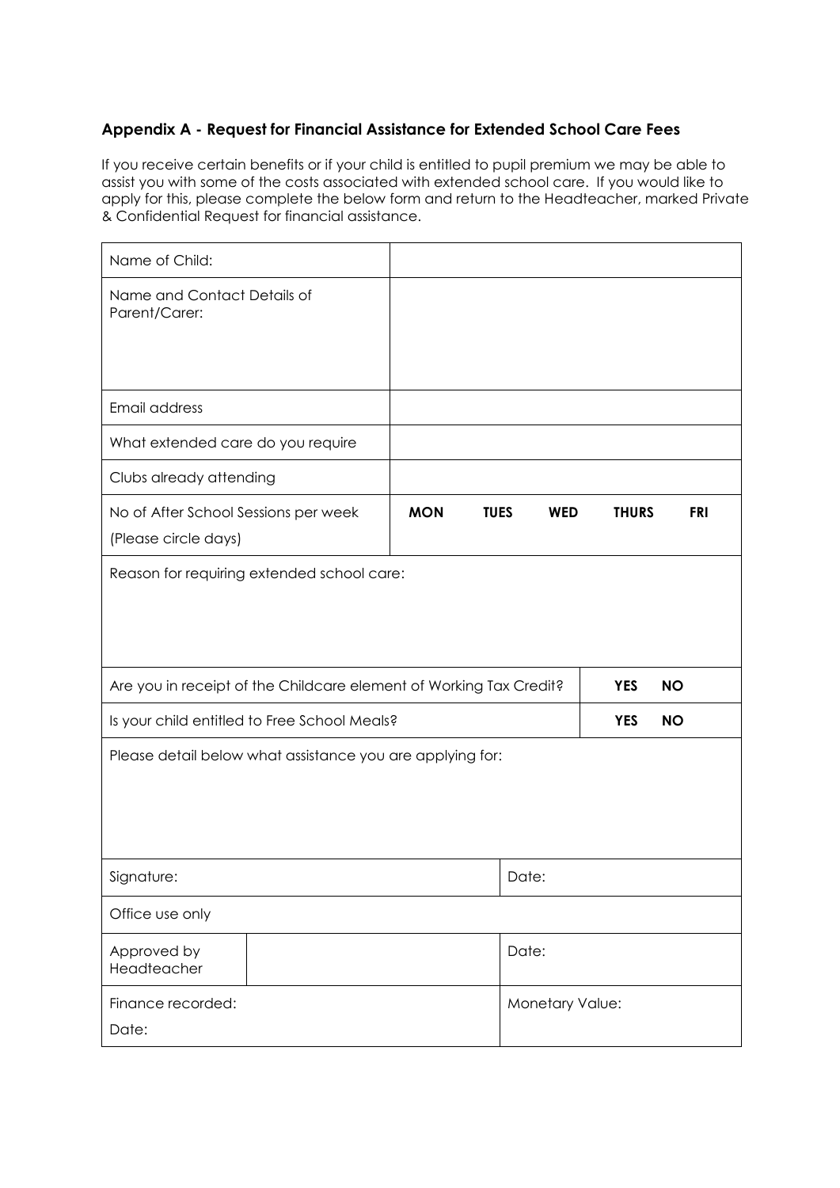### Appendix A - Request for Financial Assistance for Extended School Care Fees

If you receive certain benefits or if your child is entitled to pupil premium we may be able to assist you with some of the costs associated with extended school care. If you would like to apply for this, please complete the below form and return to the Headteacher, marked Private & Confidential Request for financial assistance.

| | |
|---|---|
| Name of Child: | |
| Name and Contact Details of Parent/Carer: | |
| Email address | |
| What extended care do you require | |
| Clubs already attending | |
| No of After School Sessions per week (Please circle days) | **MON** **TUES** **WED** **THURS** **FRI** |
| Reason for requiring extended school care: | |
| Are you in receipt of the Childcare element of Working Tax Credit? | **YES** **NO** |
| Is your child entitled to Free School Meals? | **YES** **NO** |
| Please detail below what assistance you are applying for: | |
| Signature: | Date: |

| | | |
|---|---|---|
| Office use only | | |
| Approved by Headteacher | | Date: |
| Finance recorded: Date: | | Monetary Value: |